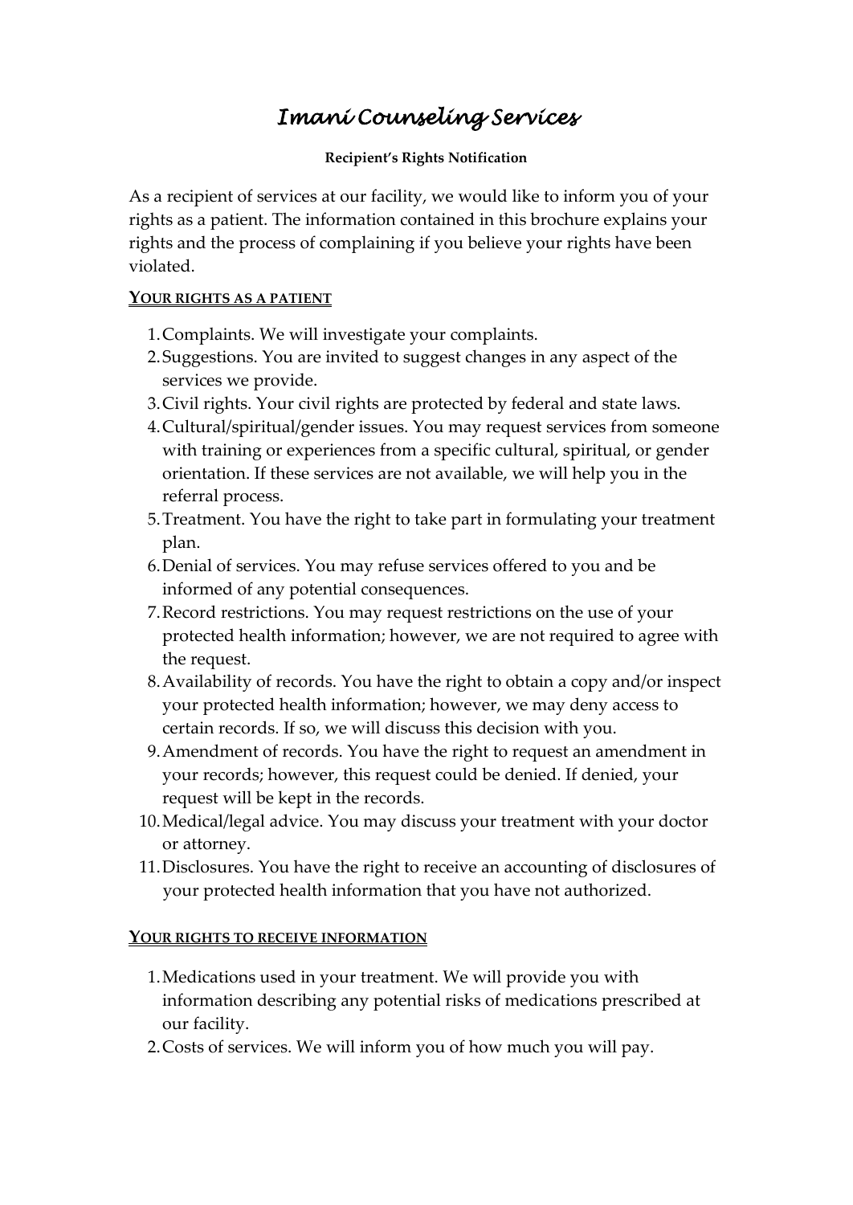# *Imani Counseling Services*

**Recipient's Rights Notification**

As a recipient of services at our facility, we would like to inform you of your rights as a patient. The information contained in this brochure explains your rights and the process of complaining if you believe your rights have been violated.

## YOUR RIGHTS AS A PATIENT

1. Complaints. We will investigate your complaints.
2. Suggestions. You are invited to suggest changes in any aspect of the services we provide.
3. Civil rights. Your civil rights are protected by federal and state laws.
4. Cultural/spiritual/gender issues. You may request services from someone with training or experiences from a specific cultural, spiritual, or gender orientation. If these services are not available, we will help you in the referral process.
5. Treatment. You have the right to take part in formulating your treatment plan.
6. Denial of services. You may refuse services offered to you and be informed of any potential consequences.
7. Record restrictions. You may request restrictions on the use of your protected health information; however, we are not required to agree with the request.
8. Availability of records. You have the right to obtain a copy and/or inspect your protected health information; however, we may deny access to certain records. If so, we will discuss this decision with you.
9. Amendment of records. You have the right to request an amendment in your records; however, this request could be denied. If denied, your request will be kept in the records.
10. Medical/legal advice. You may discuss your treatment with your doctor or attorney.
11. Disclosures. You have the right to receive an accounting of disclosures of your protected health information that you have not authorized.

## YOUR RIGHTS TO RECEIVE INFORMATION

1. Medications used in your treatment. We will provide you with information describing any potential risks of medications prescribed at our facility.
2. Costs of services. We will inform you of how much you will pay.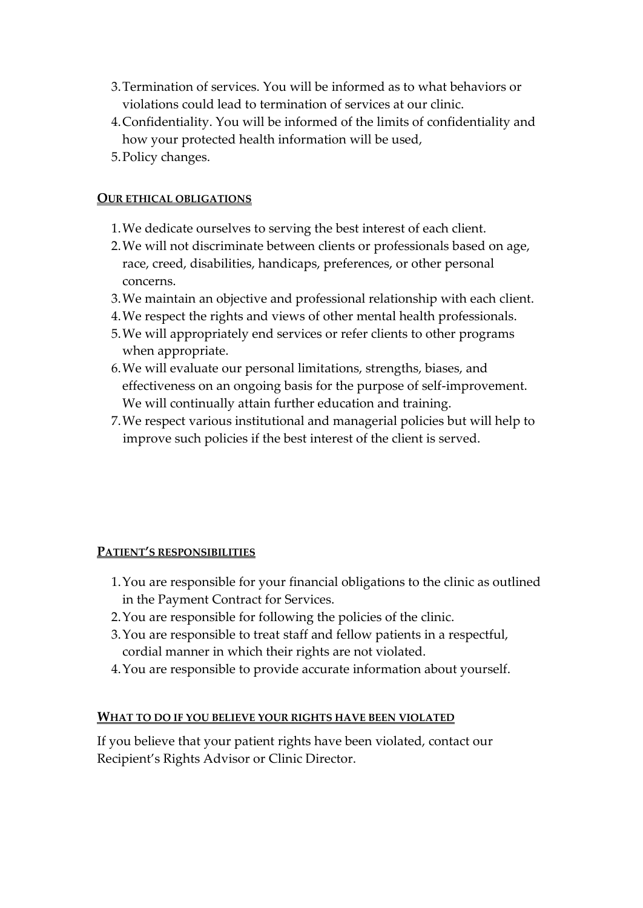3. Termination of services. You will be informed as to what behaviors or violations could lead to termination of services at our clinic.
4. Confidentiality. You will be informed of the limits of confidentiality and how your protected health information will be used,
5. Policy changes.

## OUR ETHICAL OBLIGATIONS

1. We dedicate ourselves to serving the best interest of each client.
2. We will not discriminate between clients or professionals based on age, race, creed, disabilities, handicaps, preferences, or other personal concerns.
3. We maintain an objective and professional relationship with each client.
4. We respect the rights and views of other mental health professionals.
5. We will appropriately end services or refer clients to other programs when appropriate.
6. We will evaluate our personal limitations, strengths, biases, and effectiveness on an ongoing basis for the purpose of self-improvement. We will continually attain further education and training.
7. We respect various institutional and managerial policies but will help to improve such policies if the best interest of the client is served.

## PATIENT'S RESPONSIBILITIES

1. You are responsible for your financial obligations to the clinic as outlined in the Payment Contract for Services.
2. You are responsible for following the policies of the clinic.
3. You are responsible to treat staff and fellow patients in a respectful, cordial manner in which their rights are not violated.
4. You are responsible to provide accurate information about yourself.

## WHAT TO DO IF YOU BELIEVE YOUR RIGHTS HAVE BEEN VIOLATED

If you believe that your patient rights have been violated, contact our Recipient's Rights Advisor or Clinic Director.